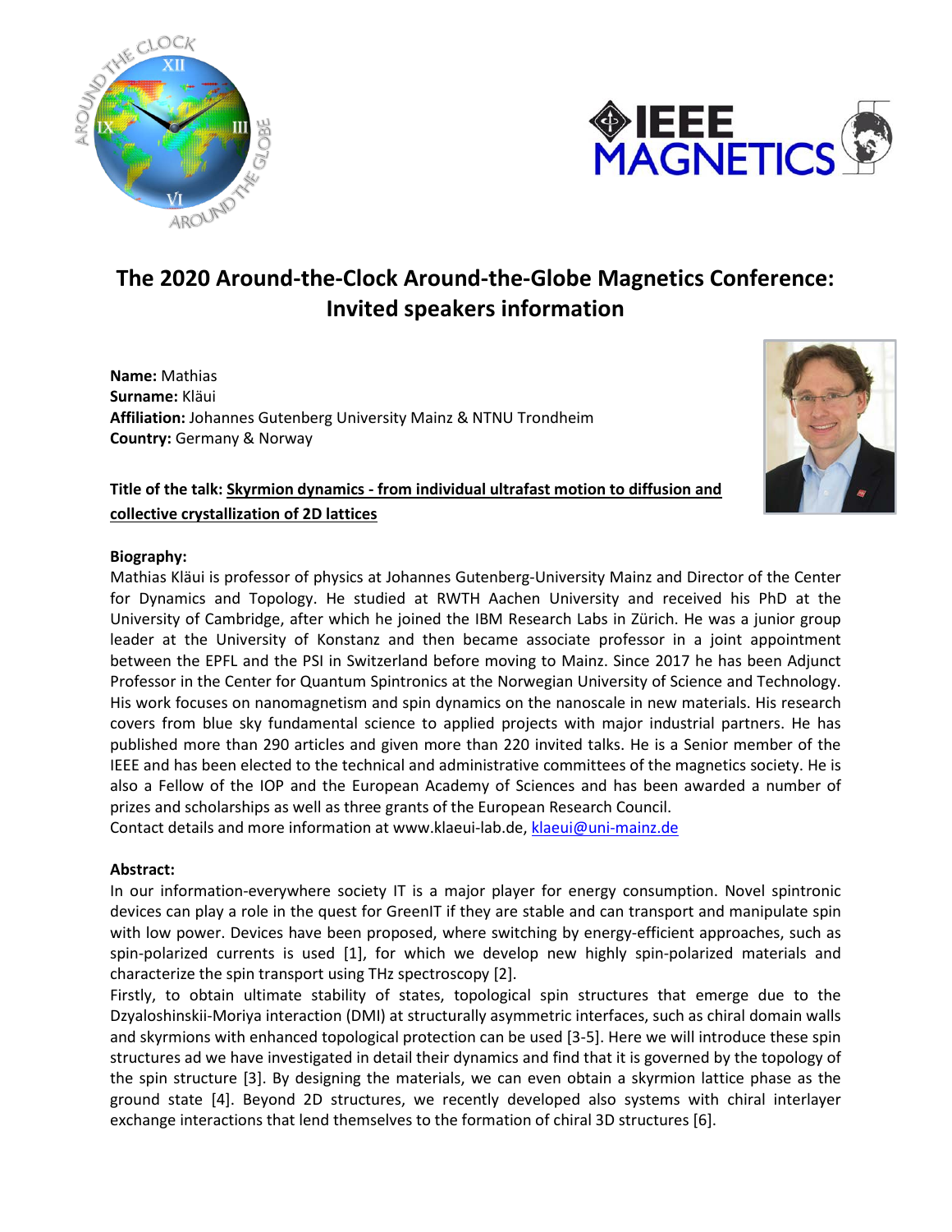# The 2020 Around-the-Clock Around-the-Globe Magnetics Conference: Invited speakers information

**Name:** Mathias
**Surname:** Kläui
**Affiliation:** Johannes Gutenberg University Mainz & NTNU Trondheim
**Country:** Germany & Norway

**Title of the talk: Skyrmion dynamics - from individual ultrafast motion to diffusion and collective crystallization of 2D lattices**

**Biography:**
Mathias Kläui is professor of physics at Johannes Gutenberg-University Mainz and Director of the Center for Dynamics and Topology. He studied at RWTH Aachen University and received his PhD at the University of Cambridge, after which he joined the IBM Research Labs in Zürich. He was a junior group leader at the University of Konstanz and then became associate professor in a joint appointment between the EPFL and the PSI in Switzerland before moving to Mainz. Since 2017 he has been Adjunct Professor in the Center for Quantum Spintronics at the Norwegian University of Science and Technology. His work focuses on nanomagnetism and spin dynamics on the nanoscale in new materials. His research covers from blue sky fundamental science to applied projects with major industrial partners. He has published more than 290 articles and given more than 220 invited talks. He is a Senior member of the IEEE and has been elected to the technical and administrative committees of the magnetics society. He is also a Fellow of the IOP and the European Academy of Sciences and has been awarded a number of prizes and scholarships as well as three grants of the European Research Council.
Contact details and more information at www.klaeui-lab.de, klaeui@uni-mainz.de

**Abstract:**
In our information-everywhere society IT is a major player for energy consumption. Novel spintronic devices can play a role in the quest for GreenIT if they are stable and can transport and manipulate spin with low power. Devices have been proposed, where switching by energy-efficient approaches, such as spin-polarized currents is used [1], for which we develop new highly spin-polarized materials and characterize the spin transport using THz spectroscopy [2].
Firstly, to obtain ultimate stability of states, topological spin structures that emerge due to the Dzyaloshinskii-Moriya interaction (DMI) at structurally asymmetric interfaces, such as chiral domain walls and skyrmions with enhanced topological protection can be used [3-5]. Here we will introduce these spin structures ad we have investigated in detail their dynamics and find that it is governed by the topology of the spin structure [3]. By designing the materials, we can even obtain a skyrmion lattice phase as the ground state [4]. Beyond 2D structures, we recently developed also systems with chiral interlayer exchange interactions that lend themselves to the formation of chiral 3D structures [6].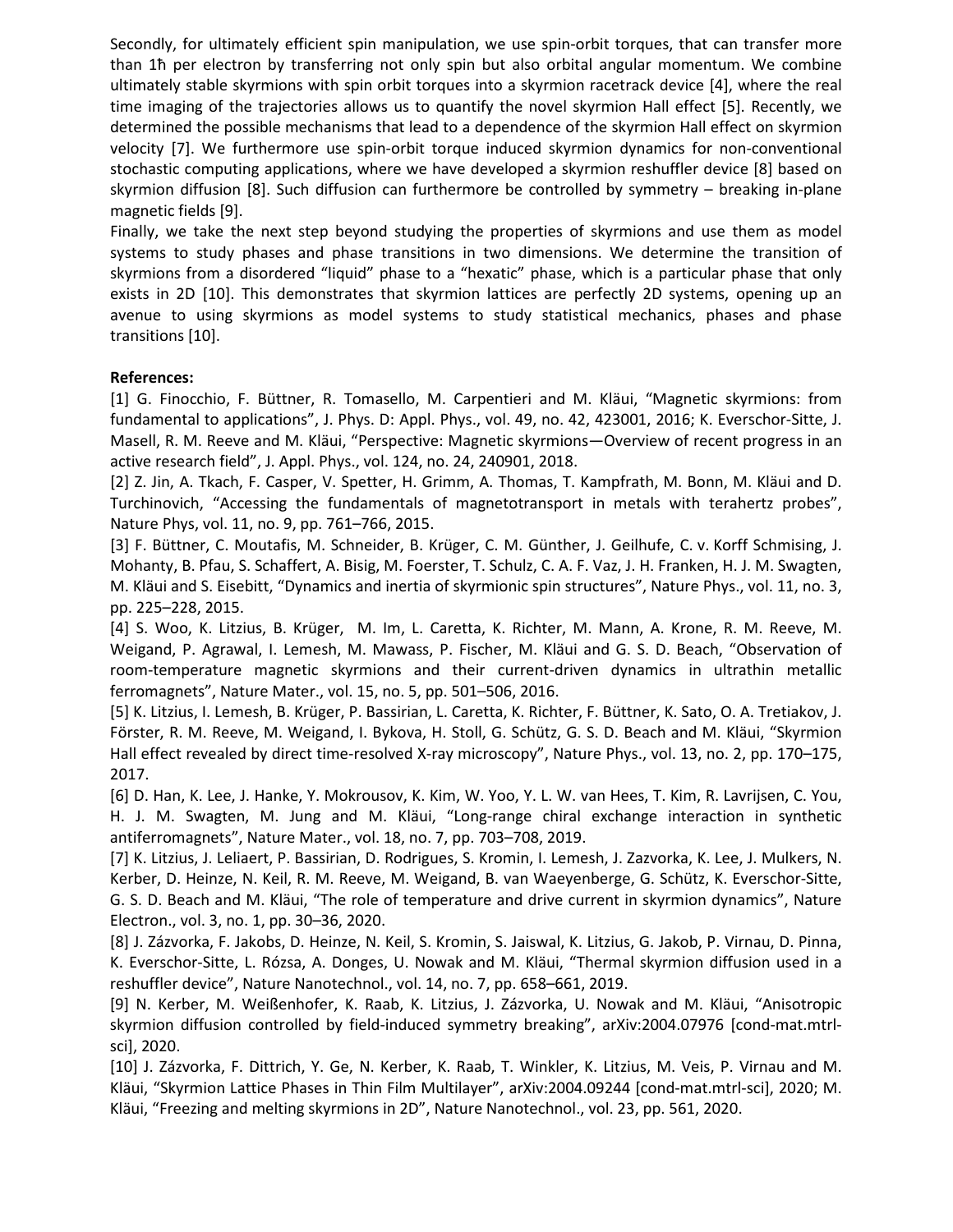Secondly, for ultimately efficient spin manipulation, we use spin-orbit torques, that can transfer more than 1ħ per electron by transferring not only spin but also orbital angular momentum. We combine ultimately stable skyrmions with spin orbit torques into a skyrmion racetrack device [4], where the real time imaging of the trajectories allows us to quantify the novel skyrmion Hall effect [5]. Recently, we determined the possible mechanisms that lead to a dependence of the skyrmion Hall effect on skyrmion velocity [7]. We furthermore use spin-orbit torque induced skyrmion dynamics for non-conventional stochastic computing applications, where we have developed a skyrmion reshuffler device [8] based on skyrmion diffusion [8]. Such diffusion can furthermore be controlled by symmetry – breaking in-plane magnetic fields [9].

Finally, we take the next step beyond studying the properties of skyrmions and use them as model systems to study phases and phase transitions in two dimensions. We determine the transition of skyrmions from a disordered "liquid" phase to a "hexatic" phase, which is a particular phase that only exists in 2D [10]. This demonstrates that skyrmion lattices are perfectly 2D systems, opening up an avenue to using skyrmions as model systems to study statistical mechanics, phases and phase transitions [10].

**References:**

[1] G. Finocchio, F. Büttner, R. Tomasello, M. Carpentieri and M. Kläui, "Magnetic skyrmions: from fundamental to applications", J. Phys. D: Appl. Phys., vol. 49, no. 42, 423001, 2016; K. Everschor-Sitte, J. Masell, R. M. Reeve and M. Kläui, "Perspective: Magnetic skyrmions—Overview of recent progress in an active research field", J. Appl. Phys., vol. 124, no. 24, 240901, 2018.

[2] Z. Jin, A. Tkach, F. Casper, V. Spetter, H. Grimm, A. Thomas, T. Kampfrath, M. Bonn, M. Kläui and D. Turchinovich, "Accessing the fundamentals of magnetotransport in metals with terahertz probes", Nature Phys, vol. 11, no. 9, pp. 761–766, 2015.

[3] F. Büttner, C. Moutafis, M. Schneider, B. Krüger, C. M. Günther, J. Geilhufe, C. v. Korff Schmising, J. Mohanty, B. Pfau, S. Schaffert, A. Bisig, M. Foerster, T. Schulz, C. A. F. Vaz, J. H. Franken, H. J. M. Swagten, M. Kläui and S. Eisebitt, "Dynamics and inertia of skyrmionic spin structures", Nature Phys., vol. 11, no. 3, pp. 225–228, 2015.

[4] S. Woo, K. Litzius, B. Krüger, M. Im, L. Caretta, K. Richter, M. Mann, A. Krone, R. M. Reeve, M. Weigand, P. Agrawal, I. Lemesh, M. Mawass, P. Fischer, M. Kläui and G. S. D. Beach, "Observation of room-temperature magnetic skyrmions and their current-driven dynamics in ultrathin metallic ferromagnets", Nature Mater., vol. 15, no. 5, pp. 501–506, 2016.

[5] K. Litzius, I. Lemesh, B. Krüger, P. Bassirian, L. Caretta, K. Richter, F. Büttner, K. Sato, O. A. Tretiakov, J. Förster, R. M. Reeve, M. Weigand, I. Bykova, H. Stoll, G. Schütz, G. S. D. Beach and M. Kläui, "Skyrmion Hall effect revealed by direct time-resolved X-ray microscopy", Nature Phys., vol. 13, no. 2, pp. 170–175, 2017.

[6] D. Han, K. Lee, J. Hanke, Y. Mokrousov, K. Kim, W. Yoo, Y. L. W. van Hees, T. Kim, R. Lavrijsen, C. You, H. J. M. Swagten, M. Jung and M. Kläui, "Long-range chiral exchange interaction in synthetic antiferromagnets", Nature Mater., vol. 18, no. 7, pp. 703–708, 2019.

[7] K. Litzius, J. Leliaert, P. Bassirian, D. Rodrigues, S. Kromin, I. Lemesh, J. Zazvorka, K. Lee, J. Mulkers, N. Kerber, D. Heinze, N. Keil, R. M. Reeve, M. Weigand, B. van Waeyenberge, G. Schütz, K. Everschor-Sitte, G. S. D. Beach and M. Kläui, "The role of temperature and drive current in skyrmion dynamics", Nature Electron., vol. 3, no. 1, pp. 30–36, 2020.

[8] J. Zázvorka, F. Jakobs, D. Heinze, N. Keil, S. Kromin, S. Jaiswal, K. Litzius, G. Jakob, P. Virnau, D. Pinna, K. Everschor-Sitte, L. Rózsa, A. Donges, U. Nowak and M. Kläui, "Thermal skyrmion diffusion used in a reshuffler device", Nature Nanotechnol., vol. 14, no. 7, pp. 658–661, 2019.

[9] N. Kerber, M. Weißenhofer, K. Raab, K. Litzius, J. Zázvorka, U. Nowak and M. Kläui, "Anisotropic skyrmion diffusion controlled by field-induced symmetry breaking", arXiv:2004.07976 [cond-mat.mtrl-sci], 2020.

[10] J. Zázvorka, F. Dittrich, Y. Ge, N. Kerber, K. Raab, T. Winkler, K. Litzius, M. Veis, P. Virnau and M. Kläui, "Skyrmion Lattice Phases in Thin Film Multilayer", arXiv:2004.09244 [cond-mat.mtrl-sci], 2020; M. Kläui, "Freezing and melting skyrmions in 2D", Nature Nanotechnol., vol. 23, pp. 561, 2020.